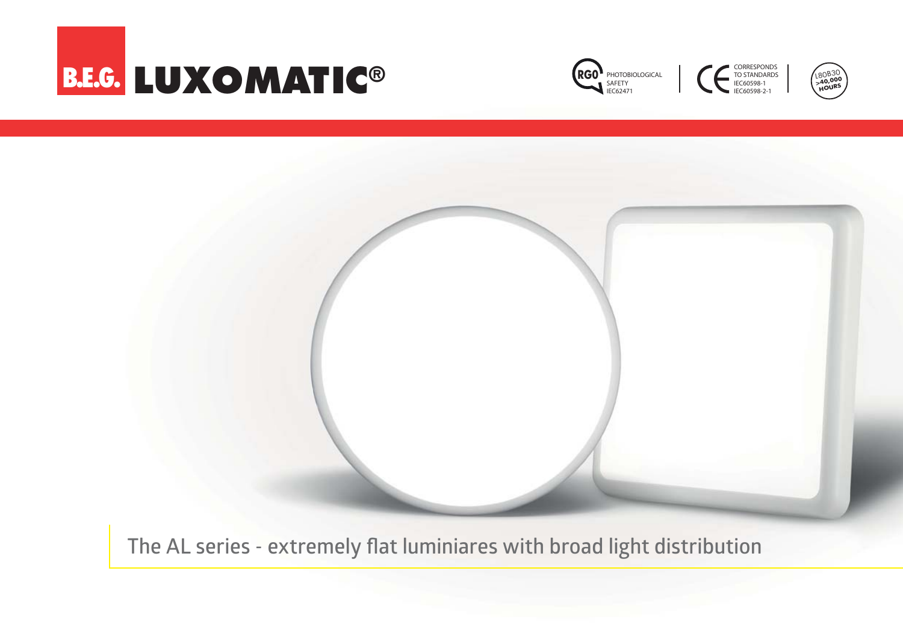# B.E.G. LUXOMATIC®

RG0 PHOTOBIOLOGICAL SAFETY IEC62471

CE CORRESPONDS TO STANDARDS IEC60598-1 IEC60598-2-1

L80B30 >40,000 HOURS

## The AL series - extremely flat luminiares with broad light distribution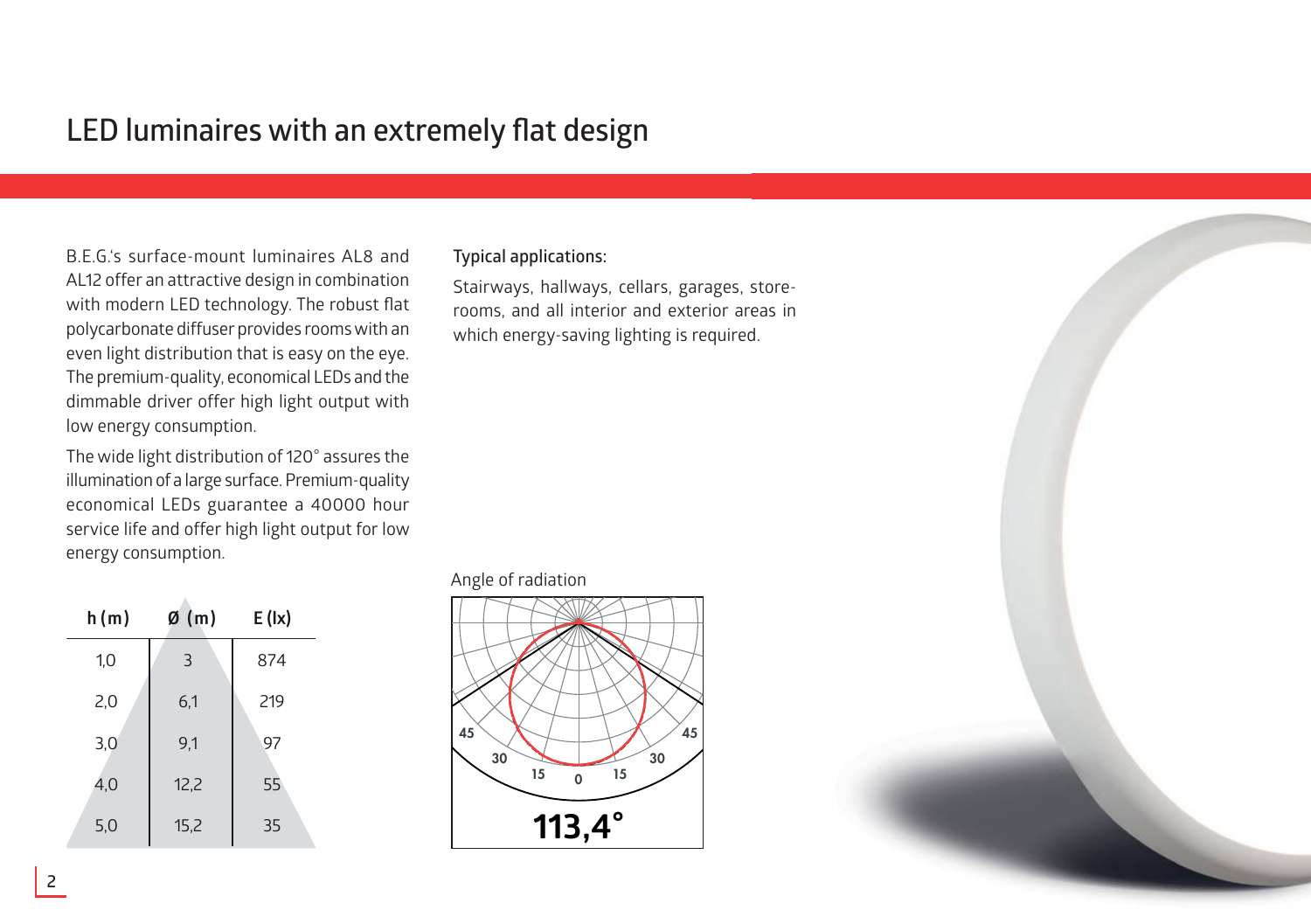# LED luminaires with an extremely flat design

B.E.G.'s surface-mount luminaires AL8 and AL12 offer an attractive design in combination with modern LED technology. The robust flat polycarbonate diffuser provides rooms with an even light distribution that is easy on the eye. The premium-quality, economical LEDs and the dimmable driver offer high light output with low energy consumption.

The wide light distribution of 120° assures the illumination of a large surface. Premium-quality economical LEDs guarantee a 40000 hour service life and offer high light output for low energy consumption.

| h (m) | Ø (m) | E (lx) |
|---|---|---|
| 1,0 | 3 | 874 |
| 2,0 | 6,1 | 219 |
| 3,0 | 9,1 | 97 |
| 4,0 | 12,2 | 55 |
| 5,0 | 15,2 | 35 |

**Typical applications:**

Stairways, hallways, cellars, garages, store-rooms, and all interior and exterior areas in which energy-saving lighting is required.

Angle of radiation

45 45
30 30
15 0 15

113,4°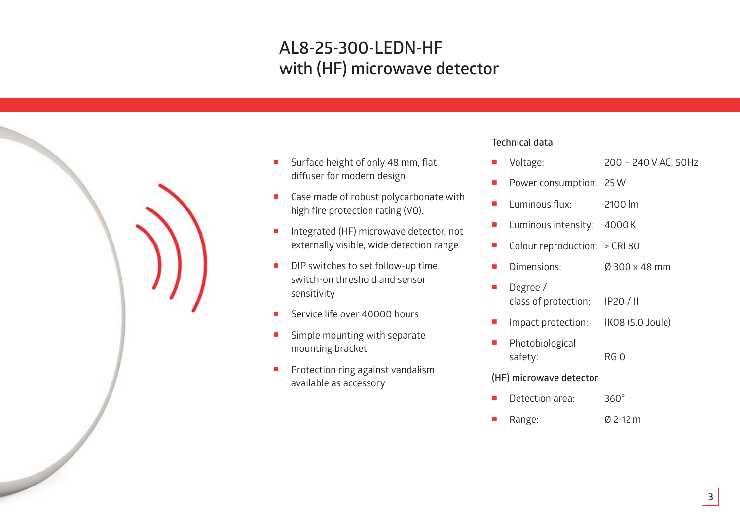# AL8-25-300-LEDN-HF
# with (HF) microwave detector

- Surface height of only 48 mm, flat diffuser for modern design
- Case made of robust polycarbonate with high fire protection rating (V0).
- Integrated (HF) microwave detector, not externally visible, wide detection range
- DIP switches to set follow-up time, switch-on threshold and sensor sensitivity
- Service life over 40000 hours
- Simple mounting with separate mounting bracket
- Protection ring against vandalism available as accessory

## Technical data

- Voltage: 200 – 240 V AC, 50Hz
- Power consumption: 25 W
- Luminous flux: 2100 lm
- Luminous intensity: 4000 K
- Colour reproduction: > CRI 80
- Dimensions: Ø 300 x 48 mm
- Degree / class of protection: IP20 / II
- Impact protection: IK08 (5.0 Joule)
- Photobiological safety: RG 0

## (HF) microwave detector

- Detection area: 360°
- Range: Ø 2-12 m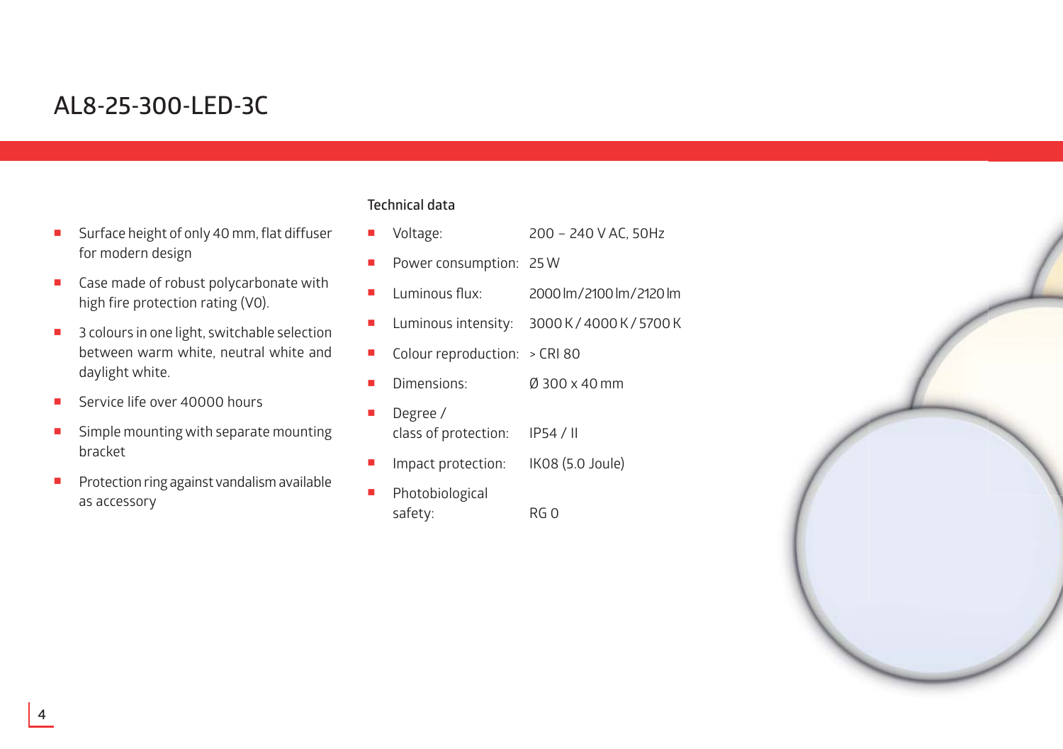# AL8-25-300-LED-3C

- Surface height of only 40 mm, flat diffuser for modern design
- Case made of robust polycarbonate with high fire protection rating (V0).
- 3 colours in one light, switchable selection between warm white, neutral white and daylight white.
- Service life over 40000 hours
- Simple mounting with separate mounting bracket
- Protection ring against vandalism available as accessory

### Technical data

- Voltage: 200 – 240 V AC, 50Hz
- Power consumption: 25 W
- Luminous flux: 2000 lm/2100 lm/2120 lm
- Luminous intensity: 3000 K / 4000 K / 5700 K
- Colour reproduction: > CRI 80
- Dimensions: Ø 300 x 40 mm
- Degree / class of protection: IP54 / II
- Impact protection: IK08 (5.0 Joule)
- Photobiological safety: RG 0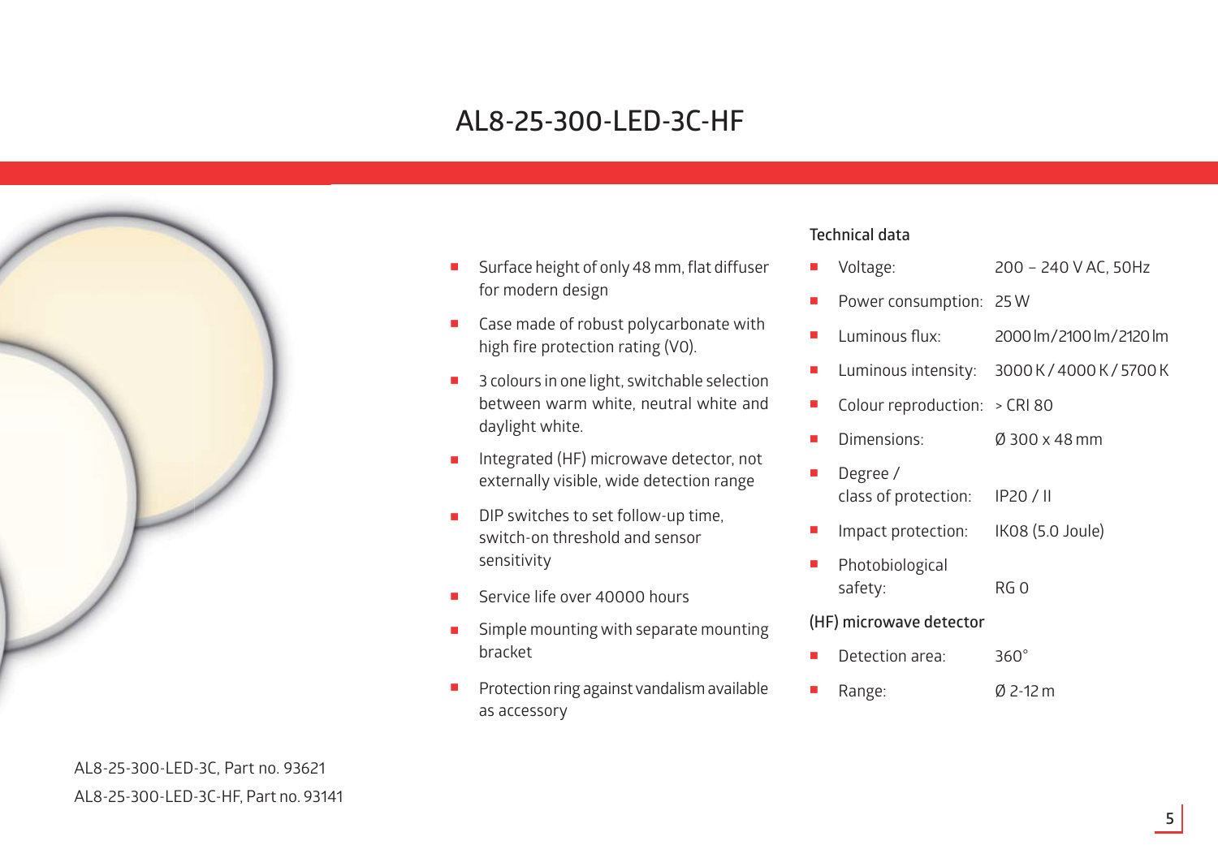# AL8-25-300-LED-3C-HF

- Surface height of only 48 mm, flat diffuser for modern design
- Case made of robust polycarbonate with high fire protection rating (V0).
- 3 colours in one light, switchable selection between warm white, neutral white and daylight white.
- Integrated (HF) microwave detector, not externally visible, wide detection range
- DIP switches to set follow-up time, switch-on threshold and sensor sensitivity
- Service life over 40000 hours
- Simple mounting with separate mounting bracket
- Protection ring against vandalism available as accessory

## Technical data

- Voltage: 200 – 240 V AC, 50Hz
- Power consumption: 25 W
- Luminous flux: 2000 lm/2100 lm/2120 lm
- Luminous intensity: 3000 K / 4000 K / 5700 K
- Colour reproduction: > CRI 80
- Dimensions: Ø 300 x 48 mm
- Degree / class of protection: IP20 / II
- Impact protection: IK08 (5.0 Joule)
- Photobiological safety: RG 0

## (HF) microwave detector

- Detection area: 360°
- Range: Ø 2-12 m

AL8-25-300-LED-3C, Part no. 93621
AL8-25-300-LED-3C-HF, Part no. 93141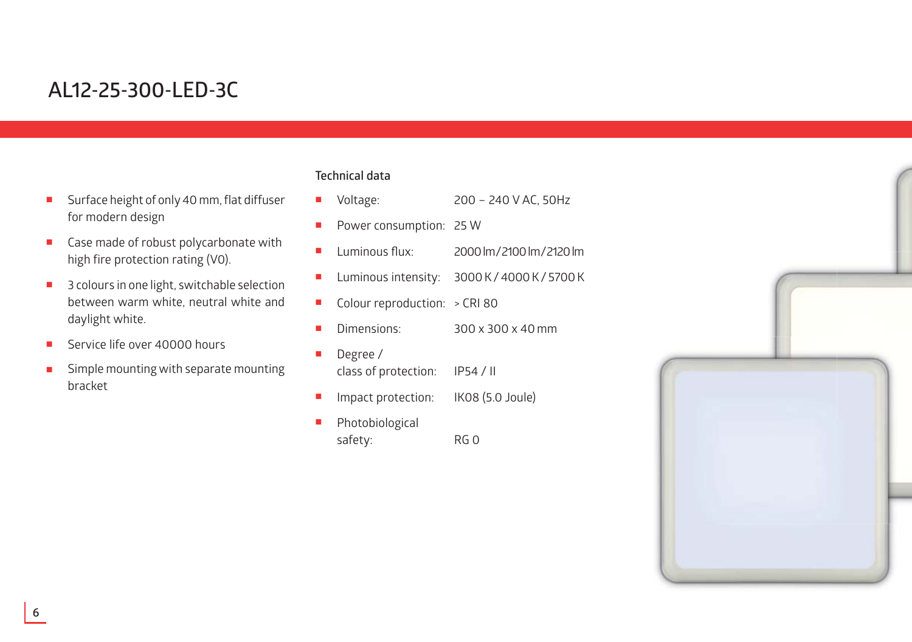# AL12-25-300-LED-3C

- Surface height of only 40 mm, flat diffuser for modern design
- Case made of robust polycarbonate with high fire protection rating (V0).
- 3 colours in one light, switchable selection between warm white, neutral white and daylight white.
- Service life over 40000 hours
- Simple mounting with separate mounting bracket

## Technical data

- Voltage: 200 – 240 V AC, 50Hz
- Power consumption: 25 W
- Luminous flux: 2000 lm/2100 lm/2120 lm
- Luminous intensity: 3000 K / 4000 K / 5700 K
- Colour reproduction: > CRI 80
- Dimensions: 300 x 300 x 40 mm
- Degree / class of protection: IP54 / II
- Impact protection: IK08 (5.0 Joule)
- Photobiological safety: RG 0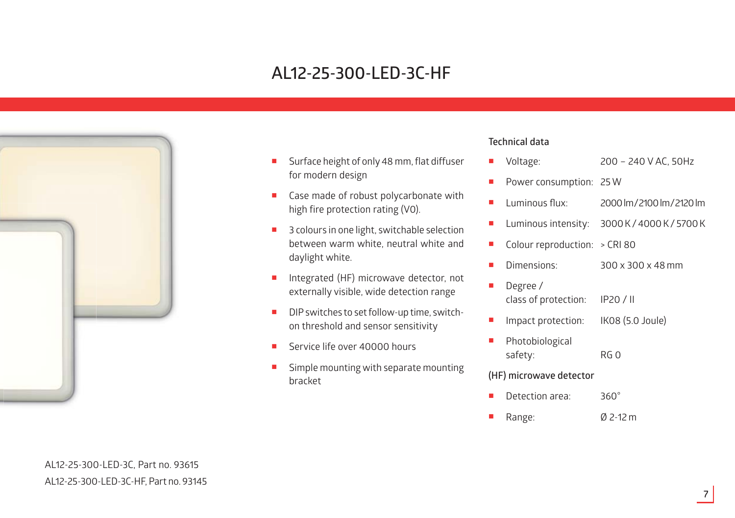# AL12-25-300-LED-3C-HF

- Surface height of only 48 mm, flat diffuser for modern design
- Case made of robust polycarbonate with high fire protection rating (V0).
- 3 colours in one light, switchable selection between warm white, neutral white and daylight white.
- Integrated (HF) microwave detector, not externally visible, wide detection range
- DIP switches to set follow-up time, switch-on threshold and sensor sensitivity
- Service life over 40000 hours
- Simple mounting with separate mounting bracket

### Technical data

| | |
|---|---|
| Voltage: | 200 – 240 V AC, 50Hz |
| Power consumption: | 25 W |
| Luminous flux: | 2000 lm/2100 lm/2120 lm |
| Luminous intensity: | 3000 K / 4000 K / 5700 K |
| Colour reproduction: | > CRI 80 |
| Dimensions: | 300 x 300 x 48 mm |
| Degree / class of protection: | IP20 / II |
| Impact protection: | IK08 (5.0 Joule) |
| Photobiological safety: | RG 0 |

### (HF) microwave detector

| | |
|---|---|
| Detection area: | 360° |
| Range: | Ø 2-12 m |

AL12-25-300-LED-3C, Part no. 93615

AL12-25-300-LED-3C-HF, Part no. 93145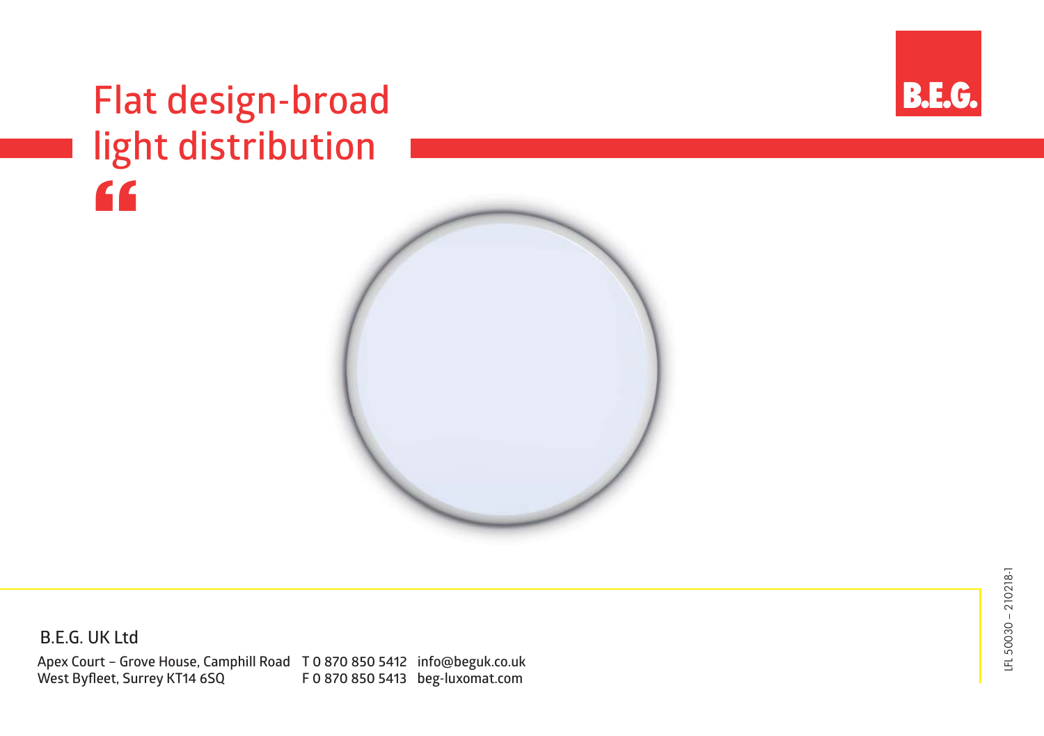# Flat design-broad light distribution

"

B.E.G.

B.E.G. UK Ltd

Apex Court – Grove House, Camphill Road
West Byfleet, Surrey KT14 6SQ

T 0 870 850 5412
F 0 870 850 5413

info@beguk.co.uk
beg-luxomat.com

LFL 50030 – 210218-1